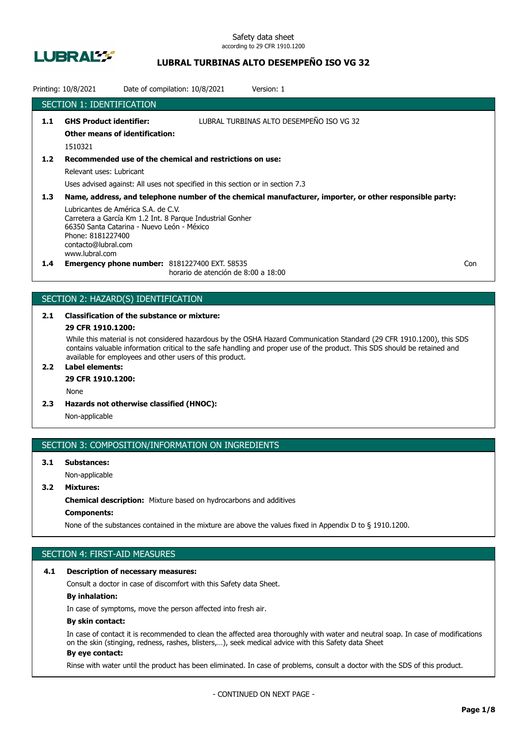Safety data sheet
according to 29 CFR 1910.1200

# LUBRAL TURBINAS ALTO DESEMPEÑO ISO VG 32

Printing: 10/8/2021 Date of compilation: 10/8/2021 Version: 1

## SECTION 1: IDENTIFICATION

**1.1 GHS Product identifier:** LUBRAL TURBINAS ALTO DESEMPEÑO ISO VG 32

**Other means of identification:**

1510321

**1.2 Recommended use of the chemical and restrictions on use:**

Relevant uses: Lubricant

Uses advised against: All uses not specified in this section or in section 7.3

**1.3 Name, address, and telephone number of the chemical manufacturer, importer, or other responsible party:**

Lubricantes de América S.A. de C.V.
Carretera a García Km 1.2 Int. 8 Parque Industrial Gonher
66350 Santa Catarina - Nuevo León - México
Phone: 8181227400
contacto@lubral.com
www.lubral.com

**1.4 Emergency phone number:** 8181227400 EXT. 58535
horario de atención de 8:00 a 18:00 Con

## SECTION 2: HAZARD(S) IDENTIFICATION

**2.1 Classification of the substance or mixture:**

**29 CFR 1910.1200:**

While this material is not considered hazardous by the OSHA Hazard Communication Standard (29 CFR 1910.1200), this SDS contains valuable information critical to the safe handling and proper use of the product. This SDS should be retained and available for employees and other users of this product.

**2.2 Label elements:**

**29 CFR 1910.1200:**

None

**2.3 Hazards not otherwise classified (HNOC):**

Non-applicable

## SECTION 3: COMPOSITION/INFORMATION ON INGREDIENTS

**3.1 Substances:**

Non-applicable

**3.2 Mixtures:**

**Chemical description:** Mixture based on hydrocarbons and additives

**Components:**

None of the substances contained in the mixture are above the values fixed in Appendix D to § 1910.1200.

## SECTION 4: FIRST-AID MEASURES

**4.1 Description of necessary measures:**

Consult a doctor in case of discomfort with this Safety data Sheet.

**By inhalation:**

In case of symptoms, move the person affected into fresh air.

**By skin contact:**

In case of contact it is recommended to clean the affected area thoroughly with water and neutral soap. In case of modifications on the skin (stinging, redness, rashes, blisters,…), seek medical advice with this Safety data Sheet

**By eye contact:**

Rinse with water until the product has been eliminated. In case of problems, consult a doctor with the SDS of this product.

- CONTINUED ON NEXT PAGE -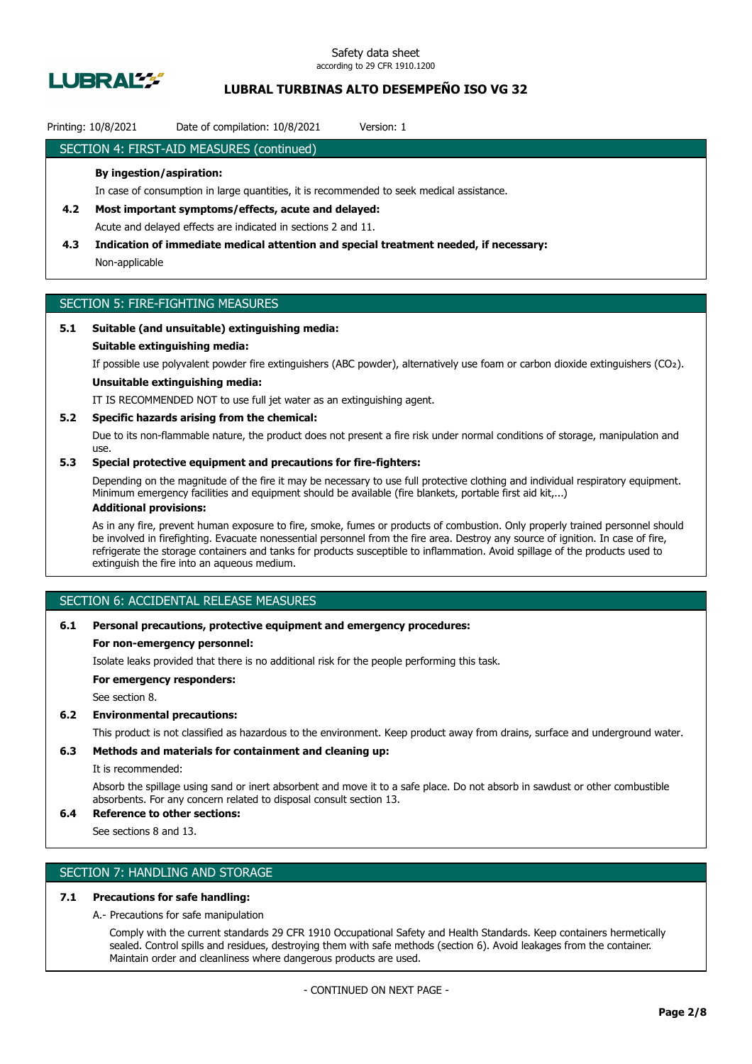## SECTION 4: FIRST-AID MEASURES (continued)

**By ingestion/aspiration:**

In case of consumption in large quantities, it is recommended to seek medical assistance.

**4.2 Most important symptoms/effects, acute and delayed:**

Acute and delayed effects are indicated in sections 2 and 11.

**4.3 Indication of immediate medical attention and special treatment needed, if necessary:**

Non-applicable

## SECTION 5: FIRE-FIGHTING MEASURES

**5.1 Suitable (and unsuitable) extinguishing media:**

**Suitable extinguishing media:**

If possible use polyvalent powder fire extinguishers (ABC powder), alternatively use foam or carbon dioxide extinguishers ($CO_2$).

**Unsuitable extinguishing media:**

IT IS RECOMMENDED NOT to use full jet water as an extinguishing agent.

**5.2 Specific hazards arising from the chemical:**

Due to its non-flammable nature, the product does not present a fire risk under normal conditions of storage, manipulation and use.

**5.3 Special protective equipment and precautions for fire-fighters:**

Depending on the magnitude of the fire it may be necessary to use full protective clothing and individual respiratory equipment. Minimum emergency facilities and equipment should be available (fire blankets, portable first aid kit,...)

**Additional provisions:**

As in any fire, prevent human exposure to fire, smoke, fumes or products of combustion. Only properly trained personnel should be involved in firefighting. Evacuate nonessential personnel from the fire area. Destroy any source of ignition. In case of fire, refrigerate the storage containers and tanks for products susceptible to inflammation. Avoid spillage of the products used to extinguish the fire into an aqueous medium.

## SECTION 6: ACCIDENTAL RELEASE MEASURES

**6.1 Personal precautions, protective equipment and emergency procedures:**

**For non-emergency personnel:**

Isolate leaks provided that there is no additional risk for the people performing this task.

**For emergency responders:**

See section 8.

**6.2 Environmental precautions:**

This product is not classified as hazardous to the environment. Keep product away from drains, surface and underground water.

**6.3 Methods and materials for containment and cleaning up:**

It is recommended:

Absorb the spillage using sand or inert absorbent and move it to a safe place. Do not absorb in sawdust or other combustible absorbents. For any concern related to disposal consult section 13.

**6.4 Reference to other sections:**

See sections 8 and 13.

## SECTION 7: HANDLING AND STORAGE

**7.1 Precautions for safe handling:**

A.- Precautions for safe manipulation

Comply with the current standards 29 CFR 1910 Occupational Safety and Health Standards. Keep containers hermetically sealed. Control spills and residues, destroying them with safe methods (section 6). Avoid leakages from the container. Maintain order and cleanliness where dangerous products are used.

- CONTINUED ON NEXT PAGE -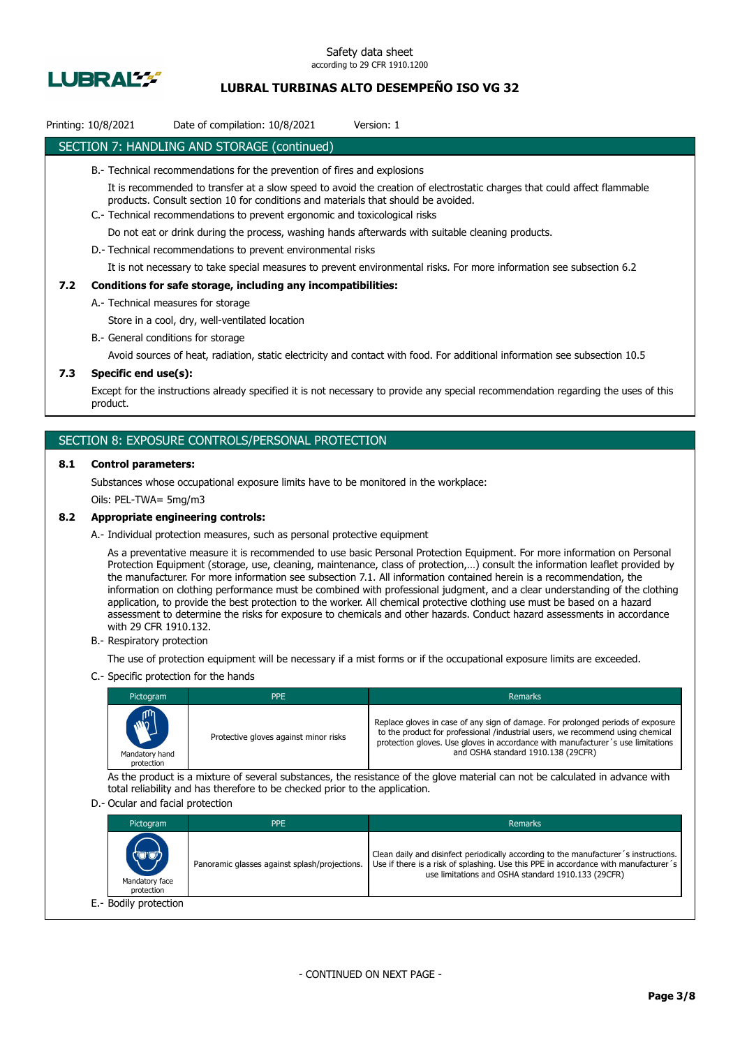## SECTION 7: HANDLING AND STORAGE (continued)

B.- Technical recommendations for the prevention of fires and explosions

It is recommended to transfer at a slow speed to avoid the creation of electrostatic charges that could affect flammable products. Consult section 10 for conditions and materials that should be avoided.

C.- Technical recommendations to prevent ergonomic and toxicological risks

Do not eat or drink during the process, washing hands afterwards with suitable cleaning products.

D.- Technical recommendations to prevent environmental risks

It is not necessary to take special measures to prevent environmental risks. For more information see subsection 6.2

### 7.2 Conditions for safe storage, including any incompatibilities:

A.- Technical measures for storage

Store in a cool, dry, well-ventilated location

B.- General conditions for storage

Avoid sources of heat, radiation, static electricity and contact with food. For additional information see subsection 10.5

### 7.3 Specific end use(s):

Except for the instructions already specified it is not necessary to provide any special recommendation regarding the uses of this product.

## SECTION 8: EXPOSURE CONTROLS/PERSONAL PROTECTION

### 8.1 Control parameters:

Substances whose occupational exposure limits have to be monitored in the workplace:

Oils: PEL-TWA= 5mg/m3

### 8.2 Appropriate engineering controls:

A.- Individual protection measures, such as personal protective equipment

As a preventative measure it is recommended to use basic Personal Protection Equipment. For more information on Personal Protection Equipment (storage, use, cleaning, maintenance, class of protection,…) consult the information leaflet provided by the manufacturer. For more information see subsection 7.1. All information contained herein is a recommendation, the information on clothing performance must be combined with professional judgment, and a clear understanding of the clothing application, to provide the best protection to the worker. All chemical protective clothing use must be based on a hazard assessment to determine the risks for exposure to chemicals and other hazards. Conduct hazard assessments in accordance with 29 CFR 1910.132.

B.- Respiratory protection

The use of protection equipment will be necessary if a mist forms or if the occupational exposure limits are exceeded.

C.- Specific protection for the hands

| Pictogram | PPE | Remarks |
|---|---|---|
| Mandatory hand protection | Protective gloves against minor risks | Replace gloves in case of any sign of damage. For prolonged periods of exposure to the product for professional /industrial users, we recommend using chemical protection gloves. Use gloves in accordance with manufacturer´s use limitations and OSHA standard 1910.138 (29CFR) |

As the product is a mixture of several substances, the resistance of the glove material can not be calculated in advance with total reliability and has therefore to be checked prior to the application.

D.- Ocular and facial protection

| Pictogram | PPE | Remarks |
|---|---|---|
| Mandatory face protection | Panoramic glasses against splash/projections. | Clean daily and disinfect periodically according to the manufacturer´s instructions. Use if there is a risk of splashing. Use this PPE in accordance with manufacturer´s use limitations and OSHA standard 1910.133 (29CFR) |

E.- Bodily protection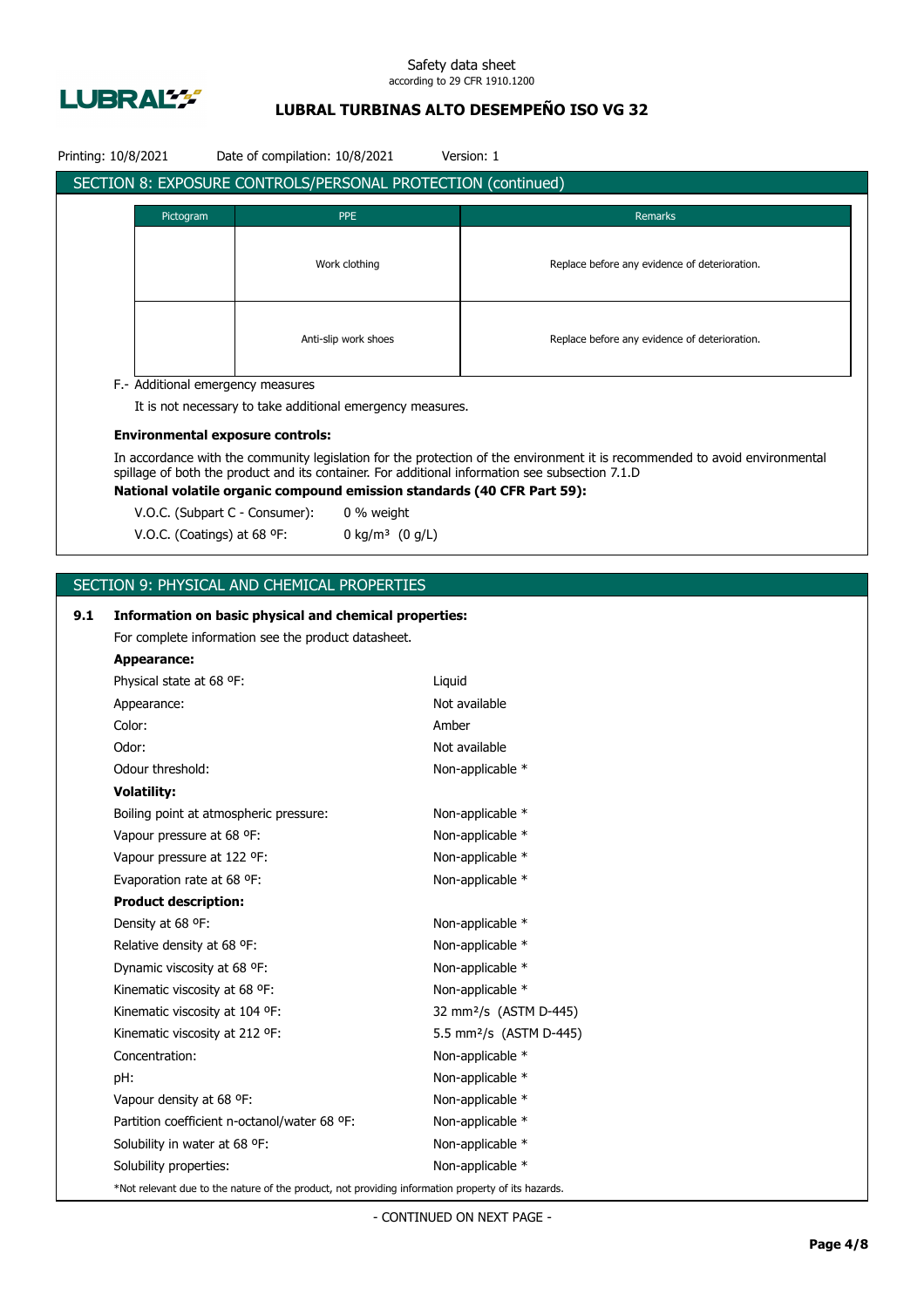## SECTION 8: EXPOSURE CONTROLS/PERSONAL PROTECTION (continued)

| Pictogram | PPE | Remarks |
|---|---|---|
| | Work clothing | Replace before any evidence of deterioration. |
| | Anti-slip work shoes | Replace before any evidence of deterioration. |

F.- Additional emergency measures

It is not necessary to take additional emergency measures.

**Environmental exposure controls:**

In accordance with the community legislation for the protection of the environment it is recommended to avoid environmental spillage of both the product and its container. For additional information see subsection 7.1.D

**National volatile organic compound emission standards (40 CFR Part 59):**

V.O.C. (Subpart C - Consumer): 0 % weight

V.O.C. (Coatings) at 68 ºF: 0 kg/m³ (0 g/L)

## SECTION 9: PHYSICAL AND CHEMICAL PROPERTIES

**9.1 Information on basic physical and chemical properties:**

For complete information see the product datasheet.

**Appearance:**

| | |
|---|---|
| Physical state at 68 ºF: | Liquid |
| Appearance: | Not available |
| Color: | Amber |
| Odor: | Not available |
| Odour threshold: | Non-applicable * |
| **Volatility:** | |
| Boiling point at atmospheric pressure: | Non-applicable * |
| Vapour pressure at 68 ºF: | Non-applicable * |
| Vapour pressure at 122 ºF: | Non-applicable * |
| Evaporation rate at 68 ºF: | Non-applicable * |
| **Product description:** | |
| Density at 68 ºF: | Non-applicable * |
| Relative density at 68 ºF: | Non-applicable * |
| Dynamic viscosity at 68 ºF: | Non-applicable * |
| Kinematic viscosity at 68 ºF: | Non-applicable * |
| Kinematic viscosity at 104 ºF: | 32 mm²/s (ASTM D-445) |
| Kinematic viscosity at 212 ºF: | 5.5 mm²/s (ASTM D-445) |
| Concentration: | Non-applicable * |
| pH: | Non-applicable * |
| Vapour density at 68 ºF: | Non-applicable * |
| Partition coefficient n-octanol/water 68 ºF: | Non-applicable * |
| Solubility in water at 68 ºF: | Non-applicable * |
| Solubility properties: | Non-applicable * |

*Not relevant due to the nature of the product, not providing information property of its hazards.

- CONTINUED ON NEXT PAGE -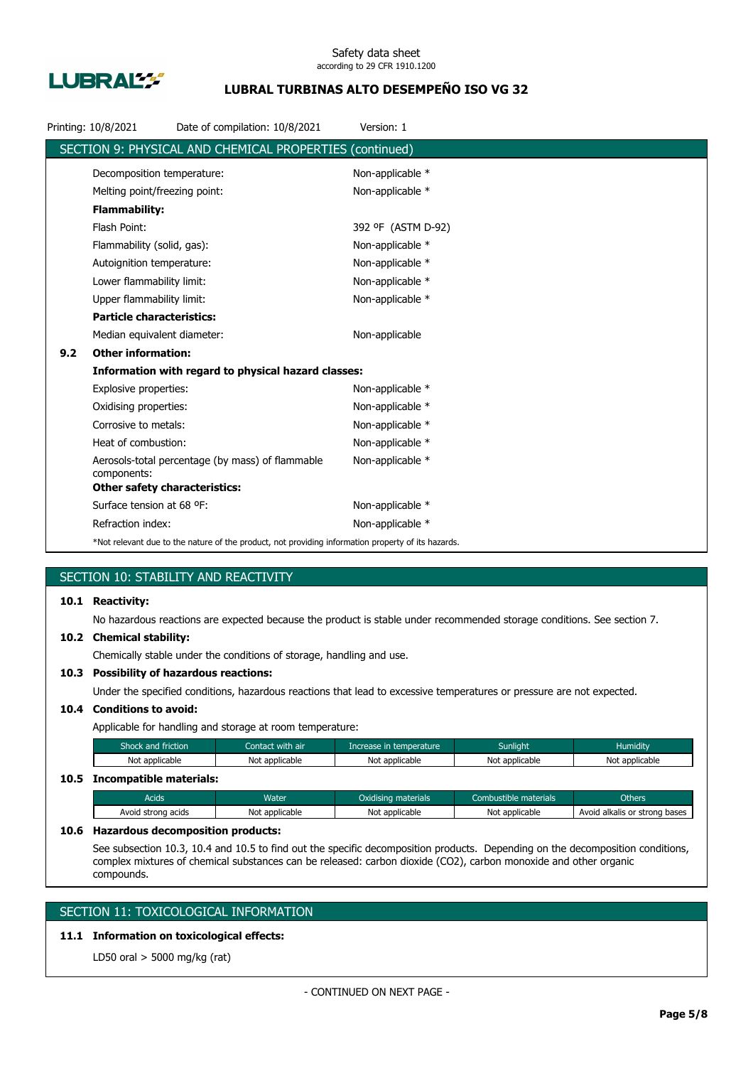## SECTION 9: PHYSICAL AND CHEMICAL PROPERTIES (continued)

Decomposition temperature: Non-applicable *

Melting point/freezing point: Non-applicable *

**Flammability:**

Flash Point: 392 ºF (ASTM D-92)

Flammability (solid, gas): Non-applicable *

Autoignition temperature: Non-applicable *

Lower flammability limit: Non-applicable *

Upper flammability limit: Non-applicable *

**Particle characteristics:**

Median equivalent diameter: Non-applicable

### 9.2 Other information:

**Information with regard to physical hazard classes:**

Explosive properties: Non-applicable *

Oxidising properties: Non-applicable *

Corrosive to metals: Non-applicable *

Heat of combustion: Non-applicable *

Aerosols-total percentage (by mass) of flammable components: Non-applicable *

**Other safety characteristics:**

Surface tension at 68 ºF: Non-applicable *

Refraction index: Non-applicable *

*Not relevant due to the nature of the product, not providing information property of its hazards.

## SECTION 10: STABILITY AND REACTIVITY

### 10.1 Reactivity:

No hazardous reactions are expected because the product is stable under recommended storage conditions. See section 7.

### 10.2 Chemical stability:

Chemically stable under the conditions of storage, handling and use.

### 10.3 Possibility of hazardous reactions:

Under the specified conditions, hazardous reactions that lead to excessive temperatures or pressure are not expected.

### 10.4 Conditions to avoid:

Applicable for handling and storage at room temperature:

| Shock and friction | Contact with air | Increase in temperature | Sunlight | Humidity |
|---|---|---|---|---|
| Not applicable | Not applicable | Not applicable | Not applicable | Not applicable |

### 10.5 Incompatible materials:

| Acids | Water | Oxidising materials | Combustible materials | Others |
|---|---|---|---|---|
| Avoid strong acids | Not applicable | Not applicable | Not applicable | Avoid alkalis or strong bases |

### 10.6 Hazardous decomposition products:

See subsection 10.3, 10.4 and 10.5 to find out the specific decomposition products. Depending on the decomposition conditions, complex mixtures of chemical substances can be released: carbon dioxide ($CO_2$), carbon monoxide and other organic compounds.

## SECTION 11: TOXICOLOGICAL INFORMATION

### 11.1 Information on toxicological effects:

LD50 oral > 5000 mg/kg (rat)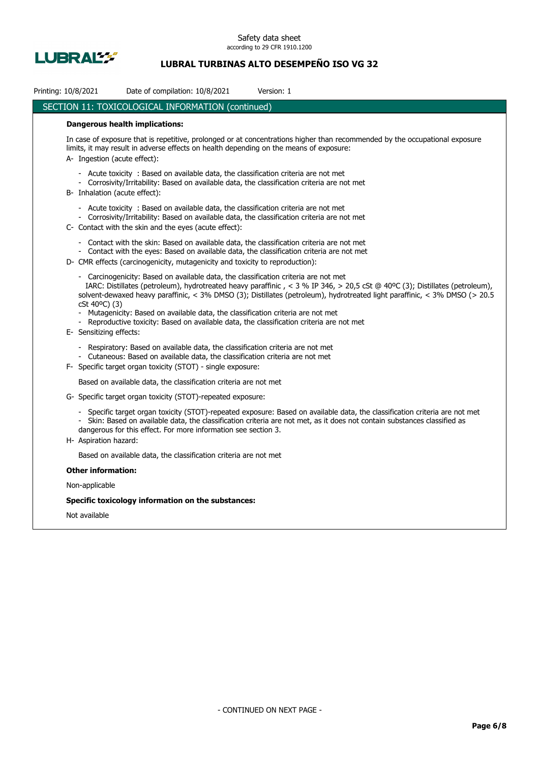## SECTION 11: TOXICOLOGICAL INFORMATION (continued)

**Dangerous health implications:**

In case of exposure that is repetitive, prolonged or at concentrations higher than recommended by the occupational exposure limits, it may result in adverse effects on health depending on the means of exposure:

A- Ingestion (acute effect):

- Acute toxicity : Based on available data, the classification criteria are not met
- Corrosivity/Irritability: Based on available data, the classification criteria are not met

B- Inhalation (acute effect):

- Acute toxicity : Based on available data, the classification criteria are not met
- Corrosivity/Irritability: Based on available data, the classification criteria are not met

C- Contact with the skin and the eyes (acute effect):

- Contact with the skin: Based on available data, the classification criteria are not met
- Contact with the eyes: Based on available data, the classification criteria are not met

D- CMR effects (carcinogenicity, mutagenicity and toxicity to reproduction):

- Carcinogenicity: Based on available data, the classification criteria are not met
  IARC: Distillates (petroleum), hydrotreated heavy paraffinic , < 3 % IP 346, > 20,5 cSt @ 40ºC (3); Distillates (petroleum), solvent-dewaxed heavy paraffinic, < 3% DMSO (3); Distillates (petroleum), hydrotreated light paraffinic, < 3% DMSO (> 20.5 cSt 40ºC) (3)
- Mutagenicity: Based on available data, the classification criteria are not met
- Reproductive toxicity: Based on available data, the classification criteria are not met

E- Sensitizing effects:

- Respiratory: Based on available data, the classification criteria are not met
- Cutaneous: Based on available data, the classification criteria are not met

F- Specific target organ toxicity (STOT) - single exposure:

Based on available data, the classification criteria are not met

G- Specific target organ toxicity (STOT)-repeated exposure:

- Specific target organ toxicity (STOT)-repeated exposure: Based on available data, the classification criteria are not met
- Skin: Based on available data, the classification criteria are not met, as it does not contain substances classified as dangerous for this effect. For more information see section 3.

H- Aspiration hazard:

Based on available data, the classification criteria are not met

**Other information:**

Non-applicable

**Specific toxicology information on the substances:**

Not available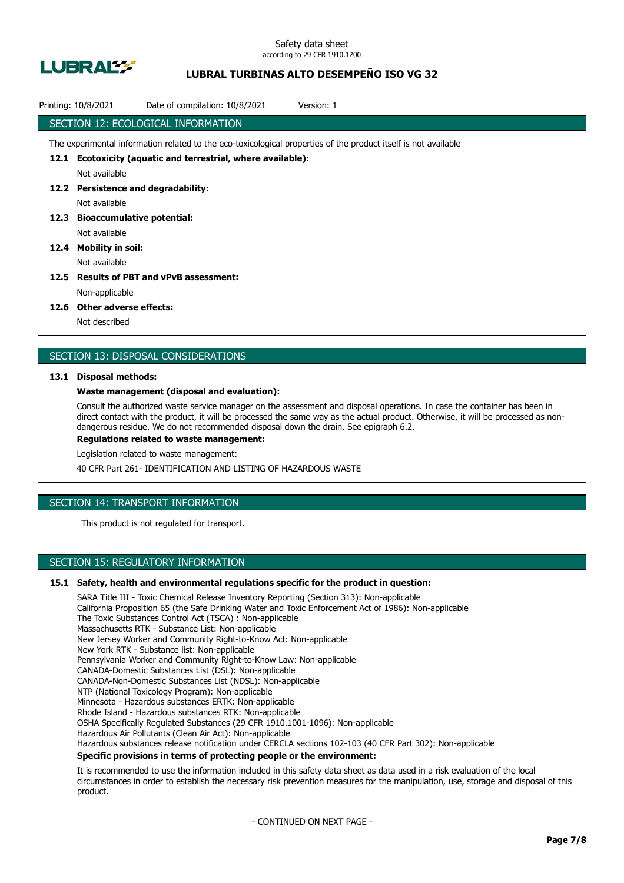## SECTION 12: ECOLOGICAL INFORMATION

The experimental information related to the eco-toxicological properties of the product itself is not available

**12.1 Ecotoxicity (aquatic and terrestrial, where available):**

Not available

**12.2 Persistence and degradability:**

Not available

**12.3 Bioaccumulative potential:**

Not available

**12.4 Mobility in soil:**

Not available

**12.5 Results of PBT and vPvB assessment:**

Non-applicable

**12.6 Other adverse effects:**

Not described

## SECTION 13: DISPOSAL CONSIDERATIONS

**13.1 Disposal methods:**

**Waste management (disposal and evaluation):**

Consult the authorized waste service manager on the assessment and disposal operations. In case the container has been in direct contact with the product, it will be processed the same way as the actual product. Otherwise, it will be processed as non-dangerous residue. We do not recommended disposal down the drain. See epigraph 6.2.

**Regulations related to waste management:**

Legislation related to waste management:

40 CFR Part 261- IDENTIFICATION AND LISTING OF HAZARDOUS WASTE

## SECTION 14: TRANSPORT INFORMATION

This product is not regulated for transport.

## SECTION 15: REGULATORY INFORMATION

**15.1 Safety, health and environmental regulations specific for the product in question:**

SARA Title III - Toxic Chemical Release Inventory Reporting (Section 313): Non-applicable
California Proposition 65 (the Safe Drinking Water and Toxic Enforcement Act of 1986): Non-applicable
The Toxic Substances Control Act (TSCA) : Non-applicable
Massachusetts RTK - Substance List: Non-applicable
New Jersey Worker and Community Right-to-Know Act: Non-applicable
New York RTK - Substance list: Non-applicable
Pennsylvania Worker and Community Right-to-Know Law: Non-applicable
CANADA-Domestic Substances List (DSL): Non-applicable
CANADA-Non-Domestic Substances List (NDSL): Non-applicable
NTP (National Toxicology Program): Non-applicable
Minnesota - Hazardous substances ERTK: Non-applicable
Rhode Island - Hazardous substances RTK: Non-applicable
OSHA Specifically Regulated Substances (29 CFR 1910.1001-1096): Non-applicable
Hazardous Air Pollutants (Clean Air Act): Non-applicable
Hazardous substances release notification under CERCLA sections 102-103 (40 CFR Part 302): Non-applicable

**Specific provisions in terms of protecting people or the environment:**

It is recommended to use the information included in this safety data sheet as data used in a risk evaluation of the local circumstances in order to establish the necessary risk prevention measures for the manipulation, use, storage and disposal of this product.

- CONTINUED ON NEXT PAGE -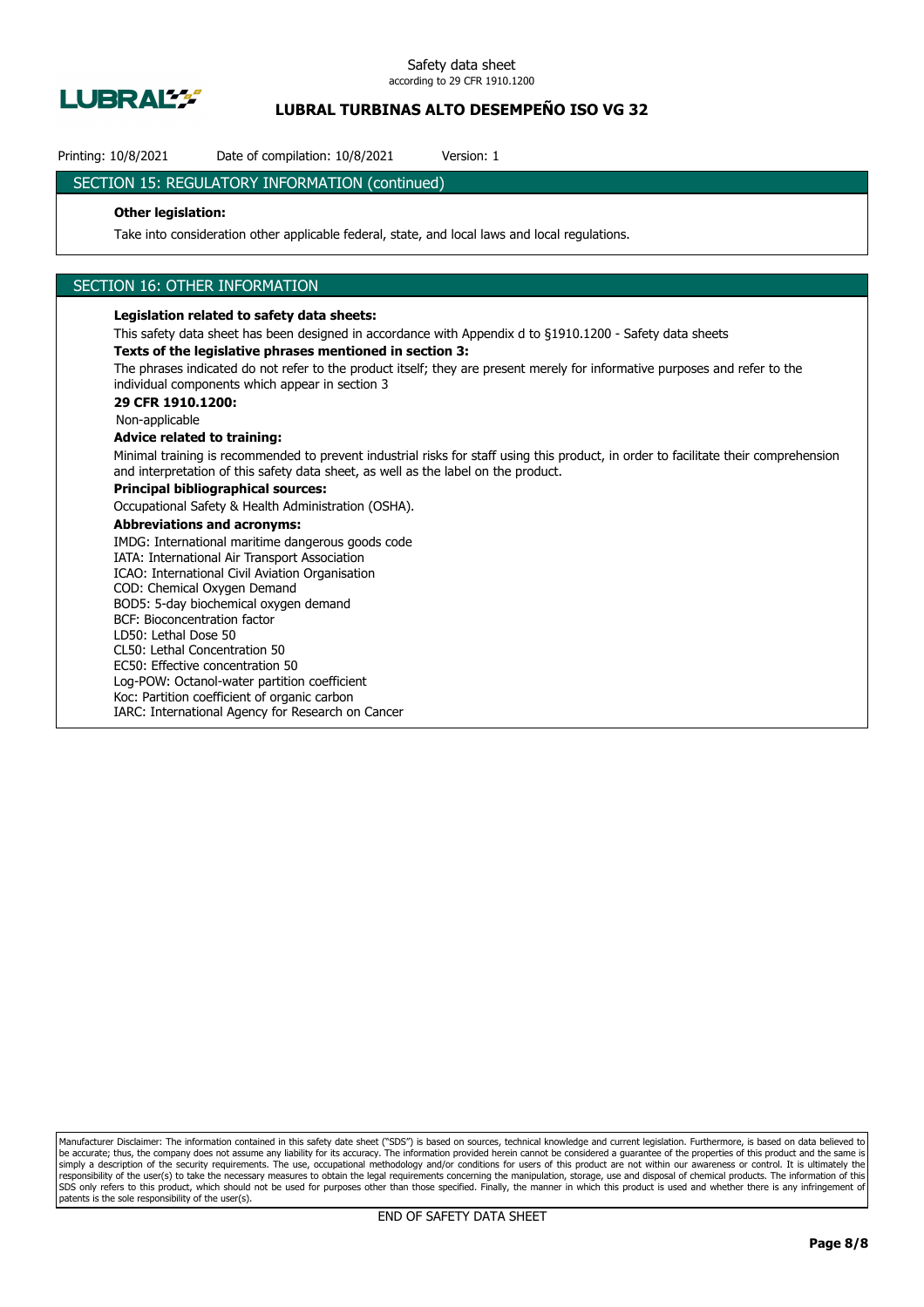## SECTION 15: REGULATORY INFORMATION (continued)

**Other legislation:**

Take into consideration other applicable federal, state, and local laws and local regulations.

## SECTION 16: OTHER INFORMATION

**Legislation related to safety data sheets:**

This safety data sheet has been designed in accordance with Appendix d to §1910.1200 - Safety data sheets

**Texts of the legislative phrases mentioned in section 3:**

The phrases indicated do not refer to the product itself; they are present merely for informative purposes and refer to the individual components which appear in section 3

**29 CFR 1910.1200:**

Non-applicable

**Advice related to training:**

Minimal training is recommended to prevent industrial risks for staff using this product, in order to facilitate their comprehension and interpretation of this safety data sheet, as well as the label on the product.

**Principal bibliographical sources:**

Occupational Safety & Health Administration (OSHA).

**Abbreviations and acronyms:**

IMDG: International maritime dangerous goods code
IATA: International Air Transport Association
ICAO: International Civil Aviation Organisation
COD: Chemical Oxygen Demand
BOD5: 5-day biochemical oxygen demand
BCF: Bioconcentration factor
LD50: Lethal Dose 50
CL50: Lethal Concentration 50
EC50: Effective concentration 50
Log-POW: Octanol-water partition coefficient
Koc: Partition coefficient of organic carbon
IARC: International Agency for Research on Cancer

Manufacturer Disclaimer: The information contained in this safety date sheet ("SDS") is based on sources, technical knowledge and current legislation. Furthermore, is based on data believed to be accurate; thus, the company does not assume any liability for its accuracy. The information provided herein cannot be considered a guarantee of the properties of this product and the same is simply a description of the security requirements. The use, occupational methodology and/or conditions for users of this product are not within our awareness or control. It is ultimately the responsibility of the user(s) to take the necessary measures to obtain the legal requirements concerning the manipulation, storage, use and disposal of chemical products. The information of this SDS only refers to this product, which should not be used for purposes other than those specified. Finally, the manner in which this product is used and whether there is any infringement of patents is the sole responsibility of the user(s).

END OF SAFETY DATA SHEET